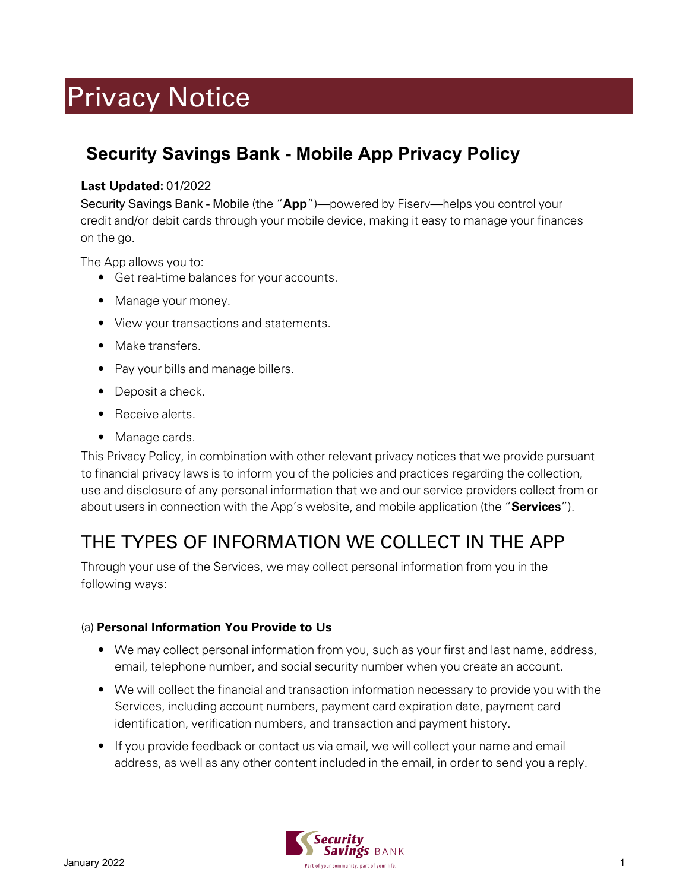# Privacy Notice

## Security Savings Bank - Mobile App Privacy Policy

**Last Updated:** 01/2022

Security Savings Bank - Mobile (the "**App**")—powered by Fiserv—helps you control your credit and/or debit cards through your mobile device, making it easy to manage your finances on the go.

The App allows you to:

- Get real-time balances for your accounts.
- Manage your money.
- View your transactions and statements.
- Make transfers.
- Pay your bills and manage billers.
- Deposit a check.
- Receive alerts.
- Manage cards.

This Privacy Policy, in combination with other relevant privacy notices that we provide pursuant to financial privacy laws is to inform you of the policies and practices regarding the collection, use and disclosure of any personal information that we and our service providers collect from or about users in connection with the App's website, and mobile application (the "**Services**").

## THE TYPES OF INFORMATION WE COLLECT IN THE APP

Through your use of the Services, we may collect personal information from you in the following ways:

(a) **Personal Information You Provide to Us**

- We may collect personal information from you, such as your first and last name, address, email, telephone number, and social security number when you create an account.
- We will collect the financial and transaction information necessary to provide you with the Services, including account numbers, payment card expiration date, payment card identification, verification numbers, and transaction and payment history.
- If you provide feedback or contact us via email, we will collect your name and email address, as well as any other content included in the email, in order to send you a reply.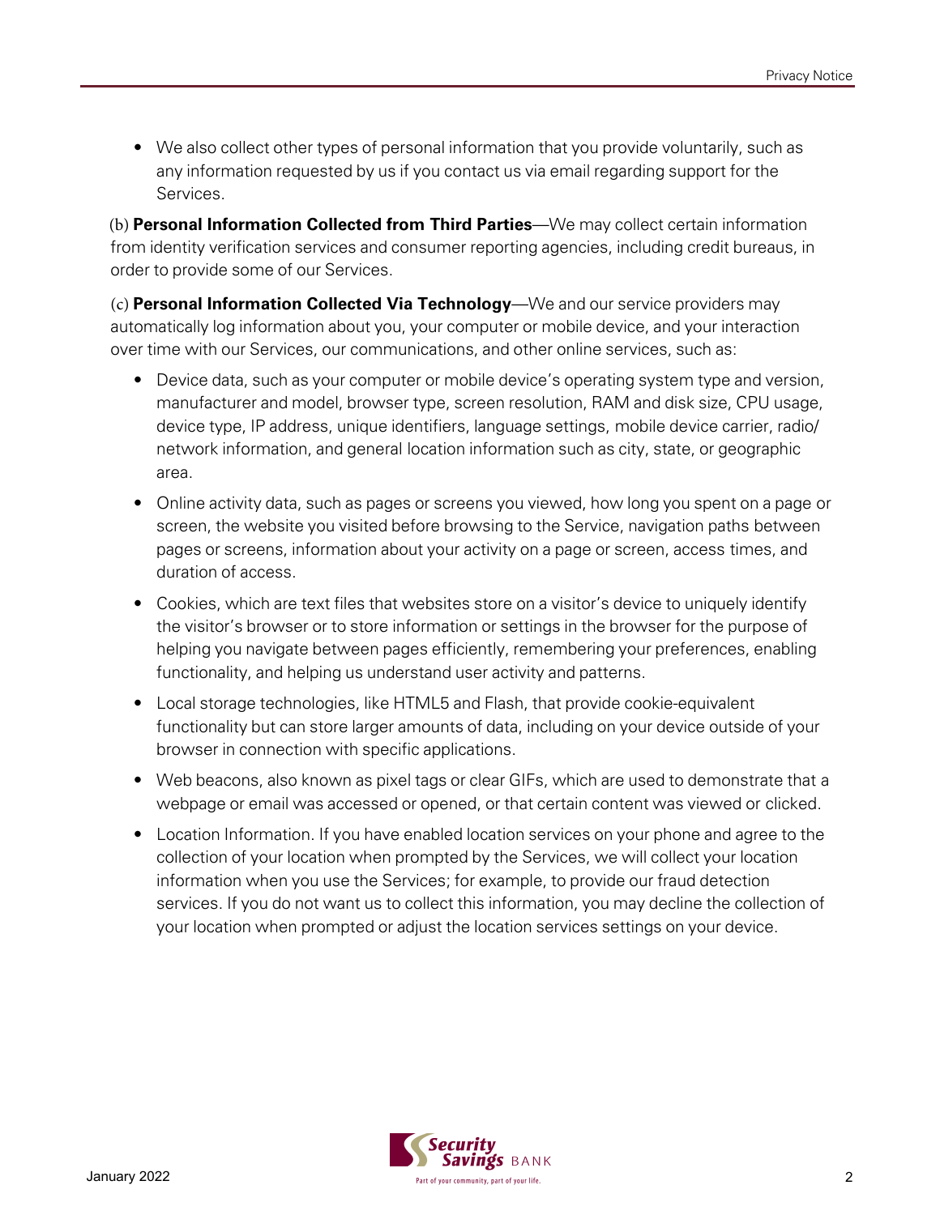- We also collect other types of personal information that you provide voluntarily, such as any information requested by us if you contact us via email regarding support for the Services.

(b) **Personal Information Collected from Third Parties**—We may collect certain information from identity verification services and consumer reporting agencies, including credit bureaus, in order to provide some of our Services.

(c) **Personal Information Collected Via Technology**—We and our service providers may automatically log information about you, your computer or mobile device, and your interaction over time with our Services, our communications, and other online services, such as:

- Device data, such as your computer or mobile device's operating system type and version, manufacturer and model, browser type, screen resolution, RAM and disk size, CPU usage, device type, IP address, unique identifiers, language settings, mobile device carrier, radio/network information, and general location information such as city, state, or geographic area.
- Online activity data, such as pages or screens you viewed, how long you spent on a page or screen, the website you visited before browsing to the Service, navigation paths between pages or screens, information about your activity on a page or screen, access times, and duration of access.
- Cookies, which are text files that websites store on a visitor's device to uniquely identify the visitor's browser or to store information or settings in the browser for the purpose of helping you navigate between pages efficiently, remembering your preferences, enabling functionality, and helping us understand user activity and patterns.
- Local storage technologies, like HTML5 and Flash, that provide cookie-equivalent functionality but can store larger amounts of data, including on your device outside of your browser in connection with specific applications.
- Web beacons, also known as pixel tags or clear GIFs, which are used to demonstrate that a webpage or email was accessed or opened, or that certain content was viewed or clicked.
- Location Information. If you have enabled location services on your phone and agree to the collection of your location when prompted by the Services, we will collect your location information when you use the Services; for example, to provide our fraud detection services. If you do not want us to collect this information, you may decline the collection of your location when prompted or adjust the location services settings on your device.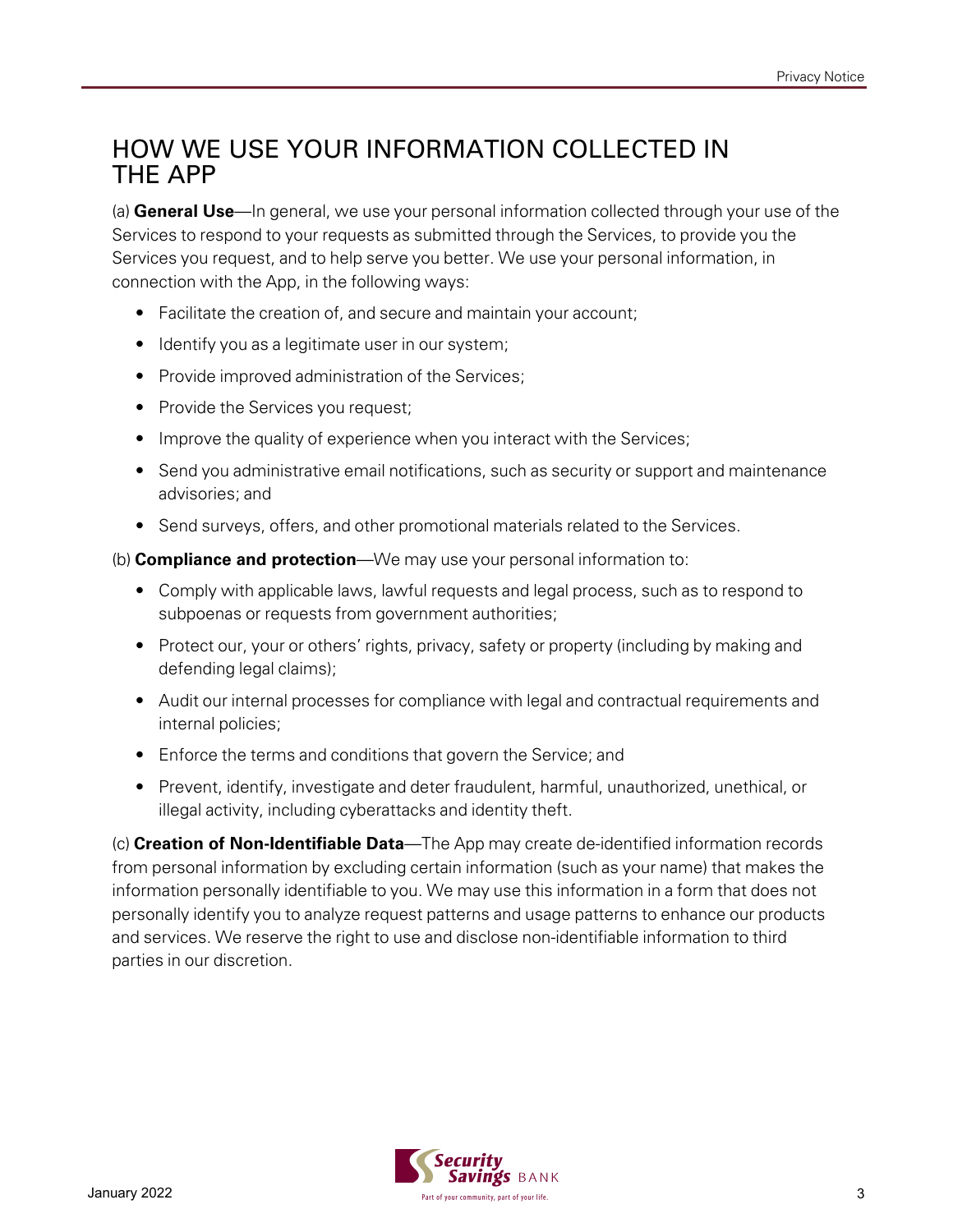# HOW WE USE YOUR INFORMATION COLLECTED IN THE APP

(a) **General Use**—In general, we use your personal information collected through your use of the Services to respond to your requests as submitted through the Services, to provide you the Services you request, and to help serve you better. We use your personal information, in connection with the App, in the following ways:

- Facilitate the creation of, and secure and maintain your account;
- Identify you as a legitimate user in our system;
- Provide improved administration of the Services;
- Provide the Services you request;
- Improve the quality of experience when you interact with the Services;
- Send you administrative email notifications, such as security or support and maintenance advisories; and
- Send surveys, offers, and other promotional materials related to the Services.

(b) **Compliance and protection**—We may use your personal information to:

- Comply with applicable laws, lawful requests and legal process, such as to respond to subpoenas or requests from government authorities;
- Protect our, your or others' rights, privacy, safety or property (including by making and defending legal claims);
- Audit our internal processes for compliance with legal and contractual requirements and internal policies;
- Enforce the terms and conditions that govern the Service; and
- Prevent, identify, investigate and deter fraudulent, harmful, unauthorized, unethical, or illegal activity, including cyberattacks and identity theft.

(c) **Creation of Non-Identifiable Data**—The App may create de-identified information records from personal information by excluding certain information (such as your name) that makes the information personally identifiable to you. We may use this information in a form that does not personally identify you to analyze request patterns and usage patterns to enhance our products and services. We reserve the right to use and disclose non-identifiable information to third parties in our discretion.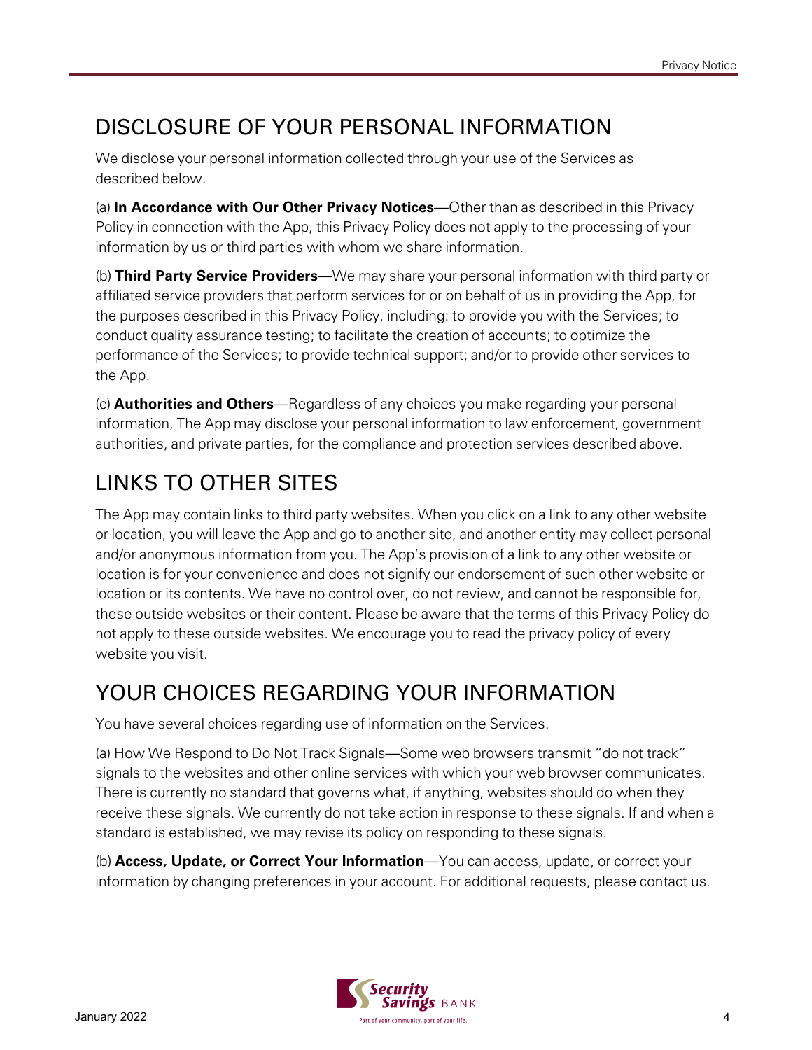## DISCLOSURE OF YOUR PERSONAL INFORMATION

We disclose your personal information collected through your use of the Services as described below.

(a) **In Accordance with Our Other Privacy Notices**—Other than as described in this Privacy Policy in connection with the App, this Privacy Policy does not apply to the processing of your information by us or third parties with whom we share information.

(b) **Third Party Service Providers**—We may share your personal information with third party or affiliated service providers that perform services for or on behalf of us in providing the App, for the purposes described in this Privacy Policy, including: to provide you with the Services; to conduct quality assurance testing; to facilitate the creation of accounts; to optimize the performance of the Services; to provide technical support; and/or to provide other services to the App.

(c) **Authorities and Others**—Regardless of any choices you make regarding your personal information, The App may disclose your personal information to law enforcement, government authorities, and private parties, for the compliance and protection services described above.

## LINKS TO OTHER SITES

The App may contain links to third party websites. When you click on a link to any other website or location, you will leave the App and go to another site, and another entity may collect personal and/or anonymous information from you. The App's provision of a link to any other website or location is for your convenience and does not signify our endorsement of such other website or location or its contents. We have no control over, do not review, and cannot be responsible for, these outside websites or their content. Please be aware that the terms of this Privacy Policy do not apply to these outside websites. We encourage you to read the privacy policy of every website you visit.

## YOUR CHOICES REGARDING YOUR INFORMATION

You have several choices regarding use of information on the Services.

(a) How We Respond to Do Not Track Signals—Some web browsers transmit "do not track" signals to the websites and other online services with which your web browser communicates. There is currently no standard that governs what, if anything, websites should do when they receive these signals. We currently do not take action in response to these signals. If and when a standard is established, we may revise its policy on responding to these signals.

(b) **Access, Update, or Correct Your Information**—You can access, update, or correct your information by changing preferences in your account. For additional requests, please contact us.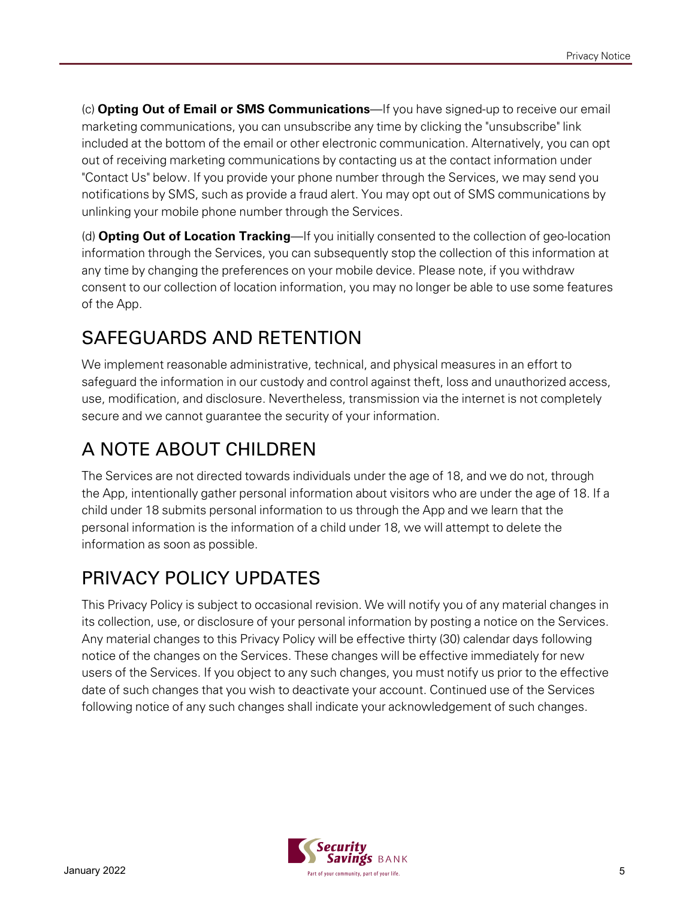(c) **Opting Out of Email or SMS Communications**—If you have signed-up to receive our email marketing communications, you can unsubscribe any time by clicking the "unsubscribe" link included at the bottom of the email or other electronic communication. Alternatively, you can opt out of receiving marketing communications by contacting us at the contact information under "Contact Us" below. If you provide your phone number through the Services, we may send you notifications by SMS, such as provide a fraud alert. You may opt out of SMS communications by unlinking your mobile phone number through the Services.

(d) **Opting Out of Location Tracking**—If you initially consented to the collection of geo-location information through the Services, you can subsequently stop the collection of this information at any time by changing the preferences on your mobile device. Please note, if you withdraw consent to our collection of location information, you may no longer be able to use some features of the App.

## SAFEGUARDS AND RETENTION

We implement reasonable administrative, technical, and physical measures in an effort to safeguard the information in our custody and control against theft, loss and unauthorized access, use, modification, and disclosure. Nevertheless, transmission via the internet is not completely secure and we cannot guarantee the security of your information.

## A NOTE ABOUT CHILDREN

The Services are not directed towards individuals under the age of 18, and we do not, through the App, intentionally gather personal information about visitors who are under the age of 18. If a child under 18 submits personal information to us through the App and we learn that the personal information is the information of a child under 18, we will attempt to delete the information as soon as possible.

## PRIVACY POLICY UPDATES

This Privacy Policy is subject to occasional revision. We will notify you of any material changes in its collection, use, or disclosure of your personal information by posting a notice on the Services. Any material changes to this Privacy Policy will be effective thirty (30) calendar days following notice of the changes on the Services. These changes will be effective immediately for new users of the Services. If you object to any such changes, you must notify us prior to the effective date of such changes that you wish to deactivate your account. Continued use of the Services following notice of any such changes shall indicate your acknowledgement of such changes.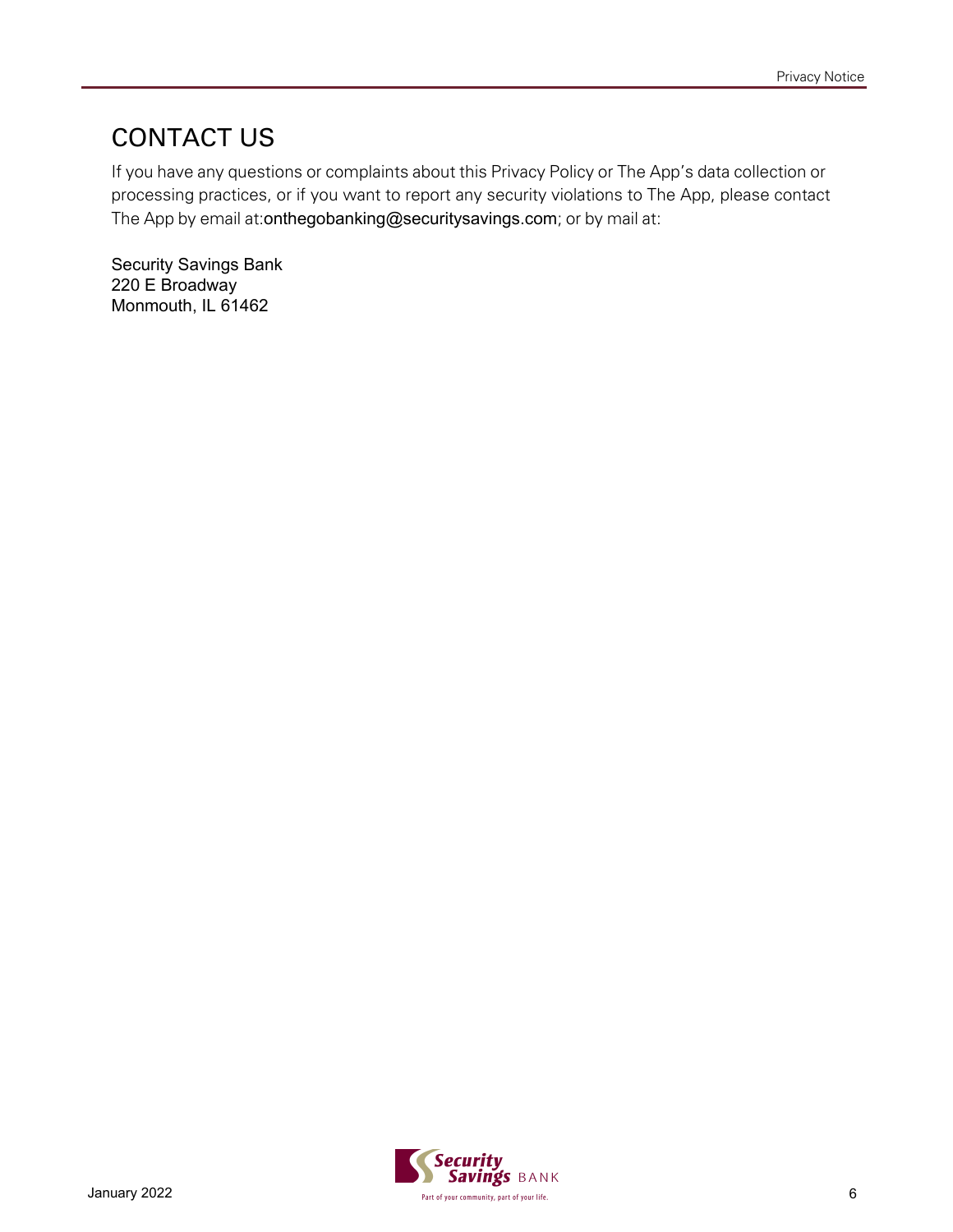## CONTACT US

If you have any questions or complaints about this Privacy Policy or The App's data collection or processing practices, or if you want to report any security violations to The App, please contact The App by email at:onthegobanking@securitysavings.com; or by mail at:

Security Savings Bank
220 E Broadway
Monmouth, IL 61462